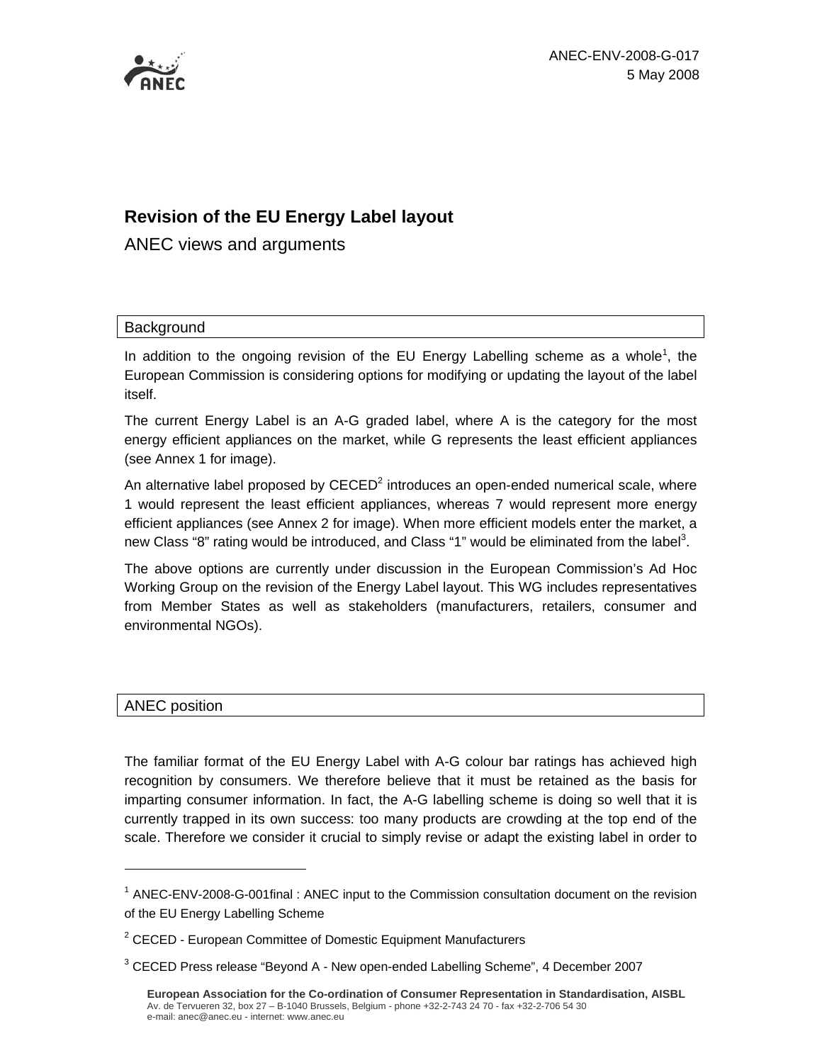ANEC-ENV-2008-G-017
5 May 2008

# Revision of the EU Energy Label layout

ANEC views and arguments

## Background

In addition to the ongoing revision of the EU Energy Labelling scheme as a whole[1], the European Commission is considering options for modifying or updating the layout of the label itself.

The current Energy Label is an A-G graded label, where A is the category for the most energy efficient appliances on the market, while G represents the least efficient appliances (see Annex 1 for image).

An alternative label proposed by CECED[2] introduces an open-ended numerical scale, where 1 would represent the least efficient appliances, whereas 7 would represent more energy efficient appliances (see Annex 2 for image). When more efficient models enter the market, a new Class "8" rating would be introduced, and Class "1" would be eliminated from the label[3].

The above options are currently under discussion in the European Commission's Ad Hoc Working Group on the revision of the Energy Label layout. This WG includes representatives from Member States as well as stakeholders (manufacturers, retailers, consumer and environmental NGOs).

## ANEC position

The familiar format of the EU Energy Label with A-G colour bar ratings has achieved high recognition by consumers. We therefore believe that it must be retained as the basis for imparting consumer information. In fact, the A-G labelling scheme is doing so well that it is currently trapped in its own success: too many products are crowding at the top end of the scale. Therefore we consider it crucial to simply revise or adapt the existing label in order to

---

[1] ANEC-ENV-2008-G-001final : ANEC input to the Commission consultation document on the revision of the EU Energy Labelling Scheme

[2] CECED - European Committee of Domestic Equipment Manufacturers

[3] CECED Press release "Beyond A - New open-ended Labelling Scheme", 4 December 2007

**European Association for the Co-ordination of Consumer Representation in Standardisation, AISBL**
Av. de Tervueren 32, box 27 – B-1040 Brussels, Belgium - phone +32-2-743 24 70 - fax +32-2-706 54 30
e-mail: anec@anec.eu - internet: www.anec.eu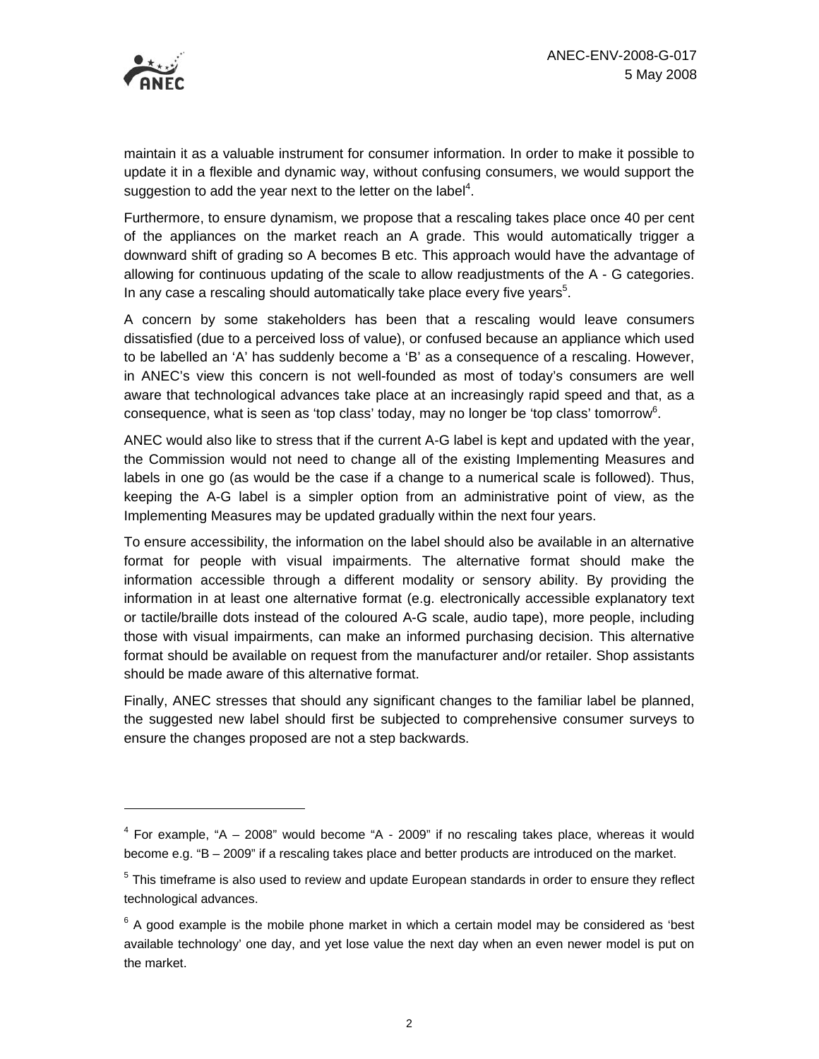maintain it as a valuable instrument for consumer information. In order to make it possible to update it in a flexible and dynamic way, without confusing consumers, we would support the suggestion to add the year next to the letter on the label[4].

Furthermore, to ensure dynamism, we propose that a rescaling takes place once 40 per cent of the appliances on the market reach an A grade. This would automatically trigger a downward shift of grading so A becomes B etc. This approach would have the advantage of allowing for continuous updating of the scale to allow readjustments of the A - G categories. In any case a rescaling should automatically take place every five years[5].

A concern by some stakeholders has been that a rescaling would leave consumers dissatisfied (due to a perceived loss of value), or confused because an appliance which used to be labelled an 'A' has suddenly become a 'B' as a consequence of a rescaling. However, in ANEC's view this concern is not well-founded as most of today's consumers are well aware that technological advances take place at an increasingly rapid speed and that, as a consequence, what is seen as 'top class' today, may no longer be 'top class' tomorrow[6].

ANEC would also like to stress that if the current A-G label is kept and updated with the year, the Commission would not need to change all of the existing Implementing Measures and labels in one go (as would be the case if a change to a numerical scale is followed). Thus, keeping the A-G label is a simpler option from an administrative point of view, as the Implementing Measures may be updated gradually within the next four years.

To ensure accessibility, the information on the label should also be available in an alternative format for people with visual impairments. The alternative format should make the information accessible through a different modality or sensory ability. By providing the information in at least one alternative format (e.g. electronically accessible explanatory text or tactile/braille dots instead of the coloured A-G scale, audio tape), more people, including those with visual impairments, can make an informed purchasing decision. This alternative format should be available on request from the manufacturer and/or retailer. Shop assistants should be made aware of this alternative format.

Finally, ANEC stresses that should any significant changes to the familiar label be planned, the suggested new label should first be subjected to comprehensive consumer surveys to ensure the changes proposed are not a step backwards.

---

[4] For example, "A – 2008" would become "A - 2009" if no rescaling takes place, whereas it would become e.g. "B – 2009" if a rescaling takes place and better products are introduced on the market.

[5] This timeframe is also used to review and update European standards in order to ensure they reflect technological advances.

[6] A good example is the mobile phone market in which a certain model may be considered as 'best available technology' one day, and yet lose value the next day when an even newer model is put on the market.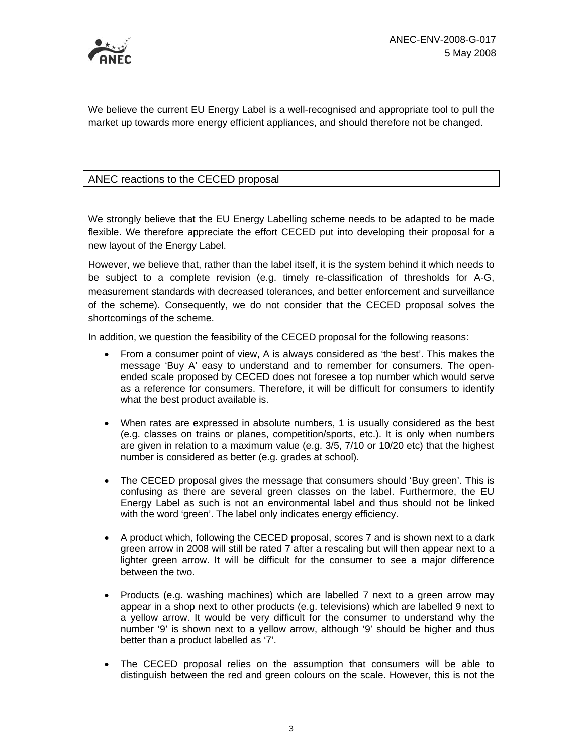We believe the current EU Energy Label is a well-recognised and appropriate tool to pull the market up towards more energy efficient appliances, and should therefore not be changed.

## ANEC reactions to the CECED proposal

We strongly believe that the EU Energy Labelling scheme needs to be adapted to be made flexible. We therefore appreciate the effort CECED put into developing their proposal for a new layout of the Energy Label.

However, we believe that, rather than the label itself, it is the system behind it which needs to be subject to a complete revision (e.g. timely re-classification of thresholds for A-G, measurement standards with decreased tolerances, and better enforcement and surveillance of the scheme). Consequently, we do not consider that the CECED proposal solves the shortcomings of the scheme.

In addition, we question the feasibility of the CECED proposal for the following reasons:

- From a consumer point of view, A is always considered as 'the best'. This makes the message 'Buy A' easy to understand and to remember for consumers. The open-ended scale proposed by CECED does not foresee a top number which would serve as a reference for consumers. Therefore, it will be difficult for consumers to identify what the best product available is.

- When rates are expressed in absolute numbers, 1 is usually considered as the best (e.g. classes on trains or planes, competition/sports, etc.). It is only when numbers are given in relation to a maximum value (e.g. 3/5, 7/10 or 10/20 etc) that the highest number is considered as better (e.g. grades at school).

- The CECED proposal gives the message that consumers should 'Buy green'. This is confusing as there are several green classes on the label. Furthermore, the EU Energy Label as such is not an environmental label and thus should not be linked with the word 'green'. The label only indicates energy efficiency.

- A product which, following the CECED proposal, scores 7 and is shown next to a dark green arrow in 2008 will still be rated 7 after a rescaling but will then appear next to a lighter green arrow. It will be difficult for the consumer to see a major difference between the two.

- Products (e.g. washing machines) which are labelled 7 next to a green arrow may appear in a shop next to other products (e.g. televisions) which are labelled 9 next to a yellow arrow. It would be very difficult for the consumer to understand why the number '9' is shown next to a yellow arrow, although '9' should be higher and thus better than a product labelled as '7'.

- The CECED proposal relies on the assumption that consumers will be able to distinguish between the red and green colours on the scale. However, this is not the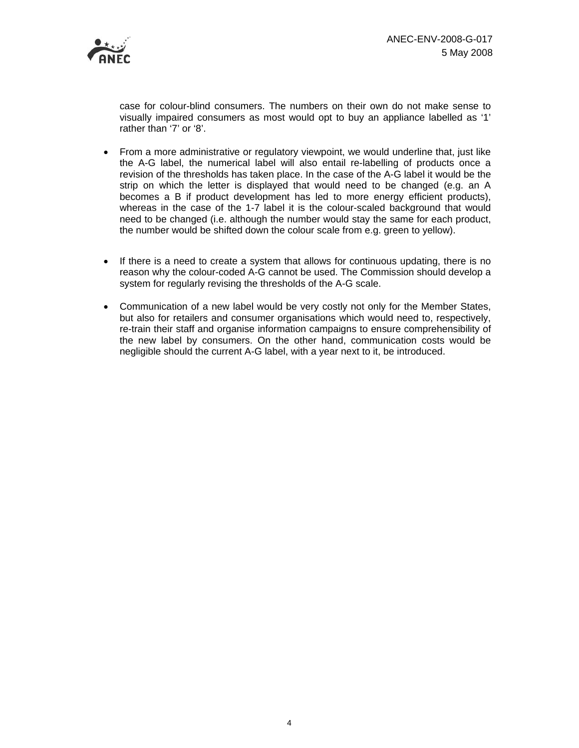case for colour-blind consumers. The numbers on their own do not make sense to visually impaired consumers as most would opt to buy an appliance labelled as '1' rather than '7' or '8'.

- From a more administrative or regulatory viewpoint, we would underline that, just like the A-G label, the numerical label will also entail re-labelling of products once a revision of the thresholds has taken place. In the case of the A-G label it would be the strip on which the letter is displayed that would need to be changed (e.g. an A becomes a B if product development has led to more energy efficient products), whereas in the case of the 1-7 label it is the colour-scaled background that would need to be changed (i.e. although the number would stay the same for each product, the number would be shifted down the colour scale from e.g. green to yellow).

- If there is a need to create a system that allows for continuous updating, there is no reason why the colour-coded A-G cannot be used. The Commission should develop a system for regularly revising the thresholds of the A-G scale.

- Communication of a new label would be very costly not only for the Member States, but also for retailers and consumer organisations which would need to, respectively, re-train their staff and organise information campaigns to ensure comprehensibility of the new label by consumers. On the other hand, communication costs would be negligible should the current A-G label, with a year next to it, be introduced.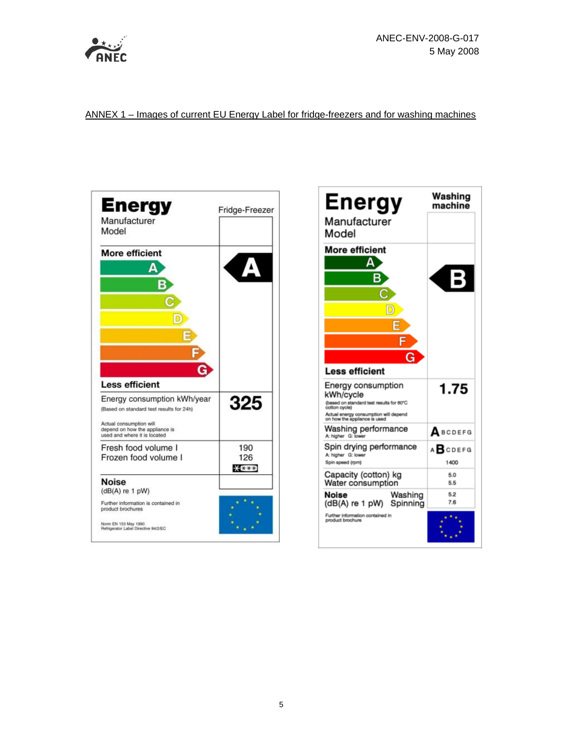ANNEX 1 – Images of current EU Energy Label for fridge-freezers and for washing machines

**Energy** — Fridge-Freezer

Manufacturer
Model

More efficient

A B C D E F G

Less efficient

Rating: **A**

| | |
|---|---|
| Energy consumption kWh/year (Based on standard test results for 24h) Actual consumption will depend on how the appliance is used and where it is located | 325 |
| Fresh food volume l | 190 |
| Frozen food volume l | 126 |
| Noise (dB(A) re 1 pW) | |

Further information is contained in product brochures

Norm EN 153 May 1990
Refrigerator Label Directive 94/2/EC

**Energy** — Washing machine

Manufacturer
Model

More efficient

A B C D E F G

Less efficient

Rating: **B**

| | |
|---|---|
| Energy consumption kWh/cycle (based on standard test results for 60°C cotton cycle) Actual energy consumption will depend on how the appliance is used | 1.75 |
| Washing performance (A: higher G: lower) | **A** BCDEFG |
| Spin drying performance (A: higher G: lower) | A **B** CDEFG |
| Spin speed (rpm) | 1400 |
| Capacity (cotton) kg | 5.0 |
| Water consumption | 5.5 |
| Noise (dB(A) re 1 pW) Washing | 5.2 |
| Noise (dB(A) re 1 pW) Spinning | 7.6 |

Further information contained in product brochure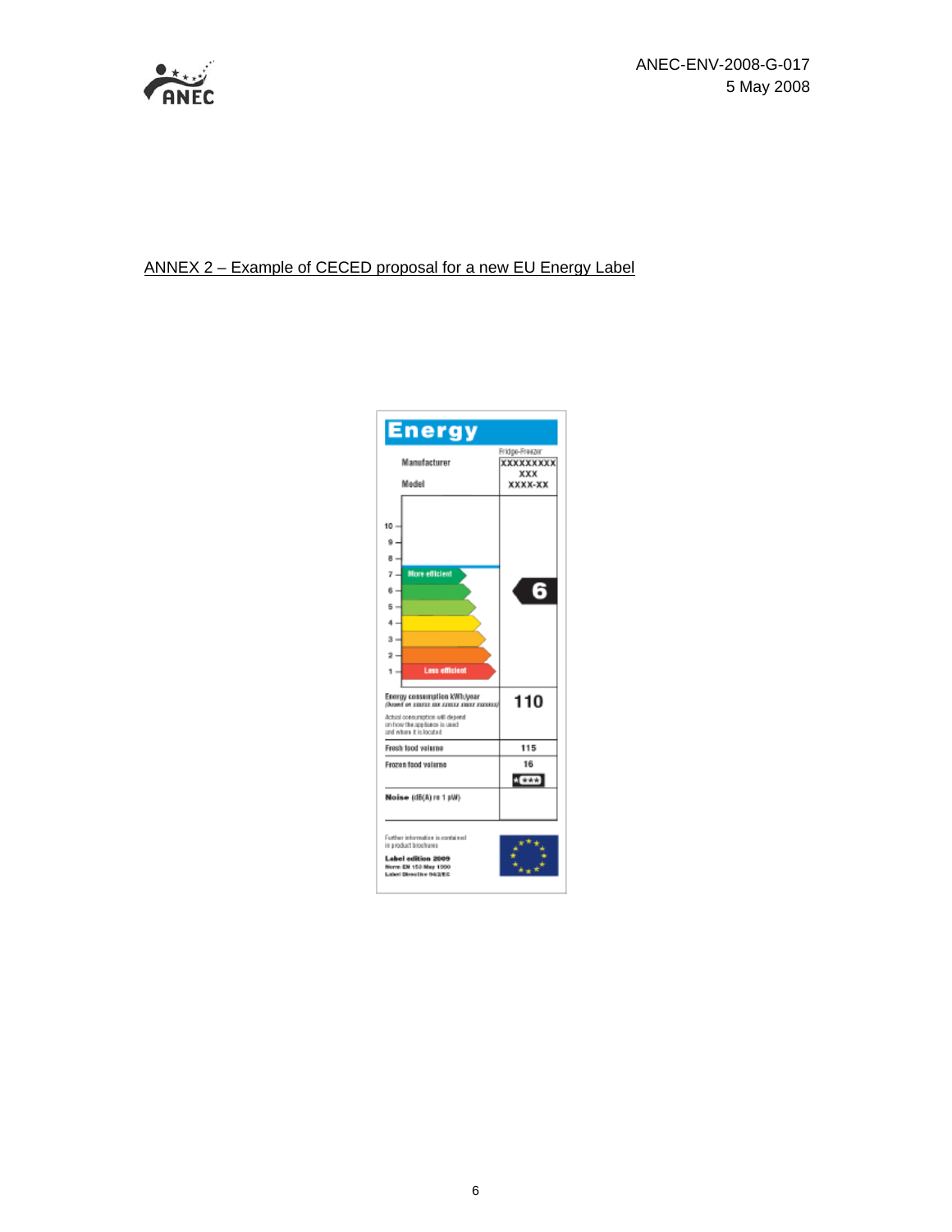ANNEX 2 – Example of CECED proposal for a new EU Energy Label

Energy

Fridge-Freezer

Manufacturer XXXXXXXXX

XXX

Model XXXX-XX

10

9

8

7 More efficient

6

5

4

3

2

1 Less efficient

6

Energy consumption kWh/year 110

Actual consumption will depend on how the appliance is used and where it is located

Fresh food volume 115

Frozen food volume 16

Noise (dB(A) re 1 pW)

Further information is contained in product brochures

Label edition 2009

Norm EN 153 May 1990

Label Directive 94/2/EC